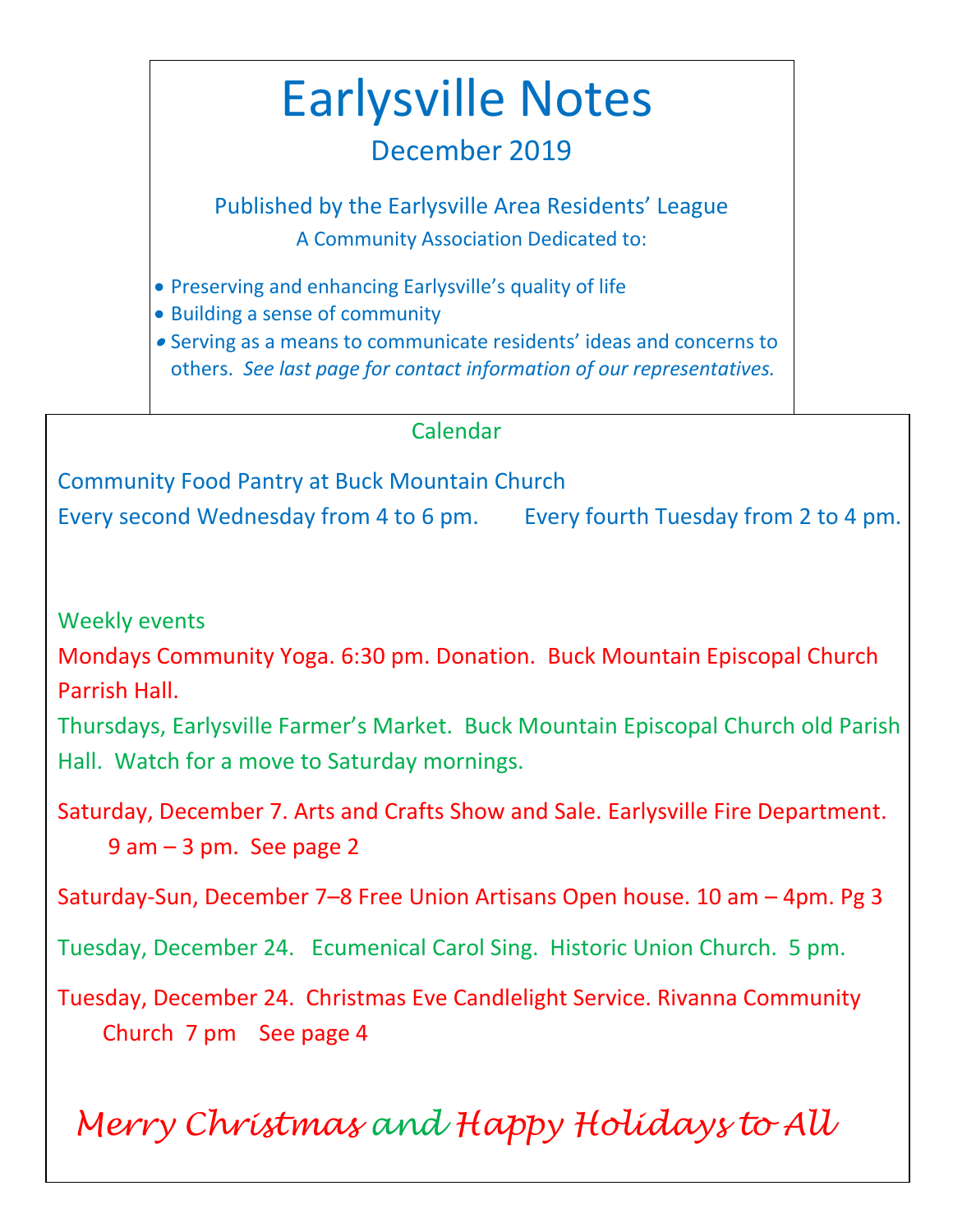# Earlysville Notes

## December 2019

Published by the Earlysville Area Residents' League

A Community Association Dedicated to:

- Preserving and enhancing Earlysville's quality of life
- Building a sense of community
- Serving as a means to communicate residents' ideas and concerns to others. *See last page for contact information of our representatives.*

## Calendar

Community Food Pantry at Buck Mountain Church

Every second Wednesday from 4 to 6 pm. Every fourth Tuesday from 2 to 4 pm.

### Weekly events

Mondays Community Yoga. 6:30 pm. Donation. Buck Mountain Episcopal Church Parrish Hall.

Thursdays, Earlysville Farmer's Market. Buck Mountain Episcopal Church old Parish Hall. Watch for a move to Saturday mornings.

Saturday, December 7. Arts and Crafts Show and Sale. Earlysville Fire Department. 9 am – 3 pm. See page 2

Saturday-Sun, December 7–8 Free Union Artisans Open house. 10 am – 4pm. Pg 3

Tuesday, December 24. Ecumenical Carol Sing. Historic Union Church. 5 pm.

Tuesday, December 24. Christmas Eve Candlelight Service. Rivanna Community Church 7 pm See page 4

*Merry Christmas and Happy Holidays to All*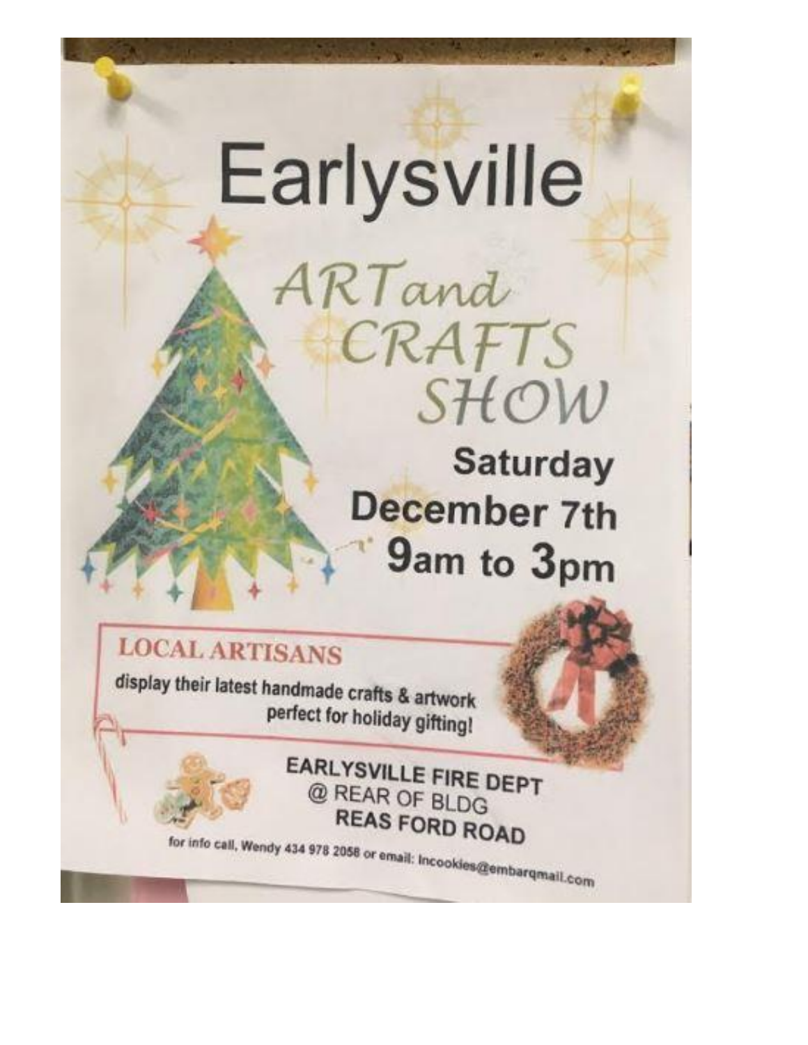# Earlysville

## ART and CRAFTS SHOW

**Saturday December 7th 9am to 3pm**

**LOCAL ARTISANS**

display their latest handmade crafts & artwork perfect for holiday gifting!

**EARLYSVILLE FIRE DEPT**
@ REAR OF BLDG
**REAS FORD ROAD**

for info call, Wendy 434 978 2058 or email: lncookies@embarqmail.com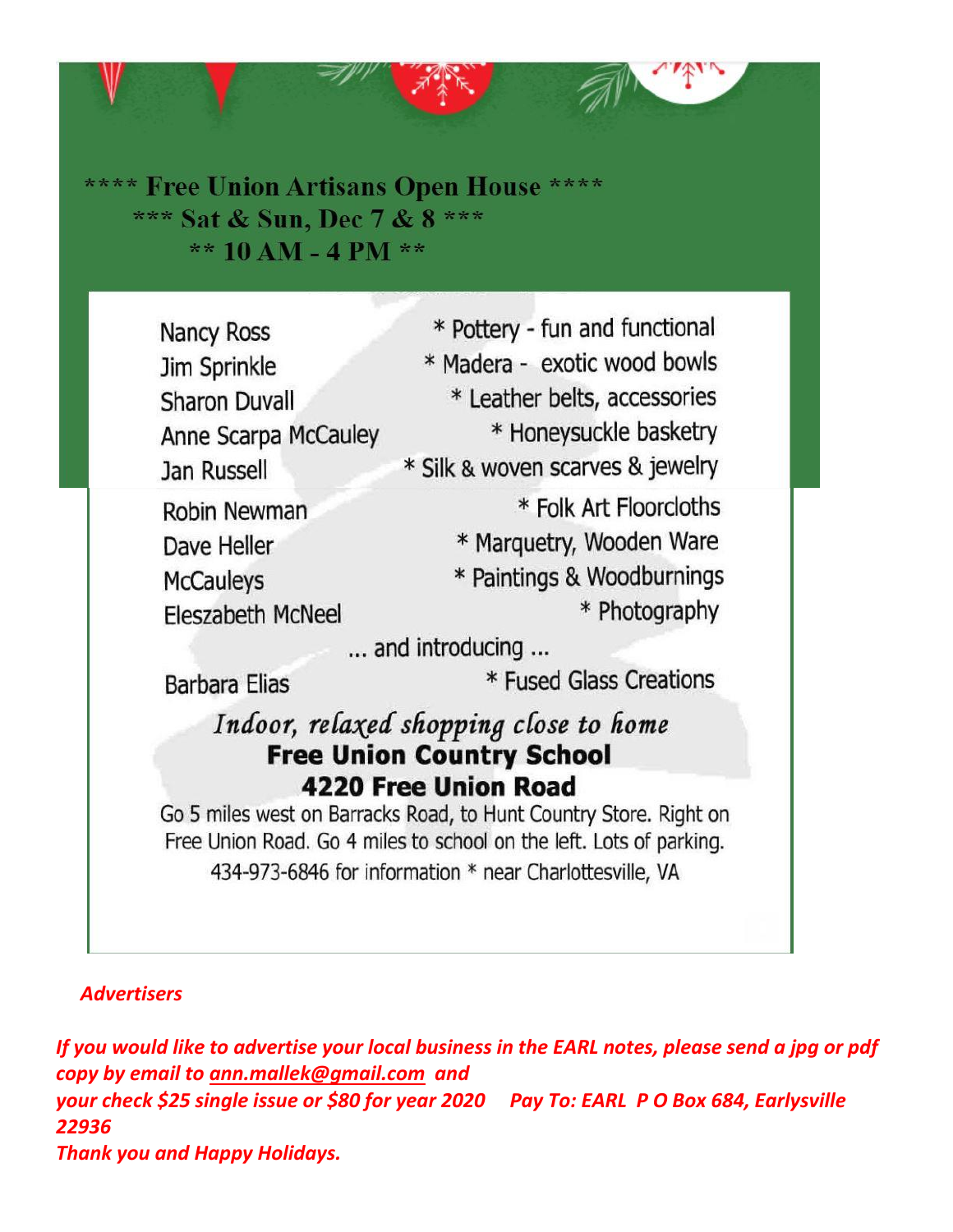**\*\*\*\* Free Union Artisans Open House \*\*\*\***

**\*\*\* Sat & Sun, Dec 7 & 8 \*\*\***

**\*\* 10 AM - 4 PM \*\***

| | |
|---|---|
| Nancy Ross | * Pottery - fun and functional |
| Jim Sprinkle | * Madera - exotic wood bowls |
| Sharon Duvall | * Leather belts, accessories |
| Anne Scarpa McCauley | * Honeysuckle basketry |
| Jan Russell | * Silk & woven scarves & jewelry |
| Robin Newman | * Folk Art Floorcloths |
| Dave Heller | * Marquetry, Wooden Ware |
| McCauleys | * Paintings & Woodburnings |
| Eleszabeth McNeel | * Photography |

... and introducing ...

| | |
|---|---|
| Barbara Elias | * Fused Glass Creations |

*Indoor, relaxed shopping close to home*

**Free Union Country School**

**4220 Free Union Road**

Go 5 miles west on Barracks Road, to Hunt Country Store. Right on Free Union Road. Go 4 miles to school on the left. Lots of parking.

434-973-6846 for information * near Charlottesville, VA

***Advertisers***

***If you would like to advertise your local business in the EARL notes, please send a jpg or pdf copy by email to ann.mallek@gmail.com and***
***your check $25 single issue or $80 for year 2020 Pay To: EARL P O Box 684, Earlysville 22936***
***Thank you and Happy Holidays.***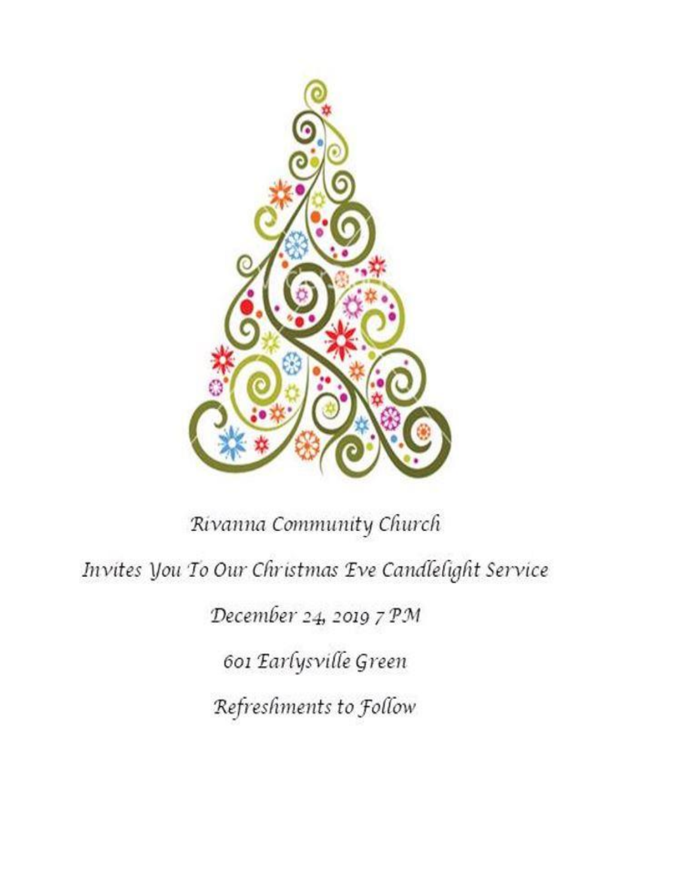*Rivanna Community Church*

*Invites You To Our Christmas Eve Candlelight Service*

*December 24, 2019 7 PM*

*601 Earlysville Green*

*Refreshments to Follow*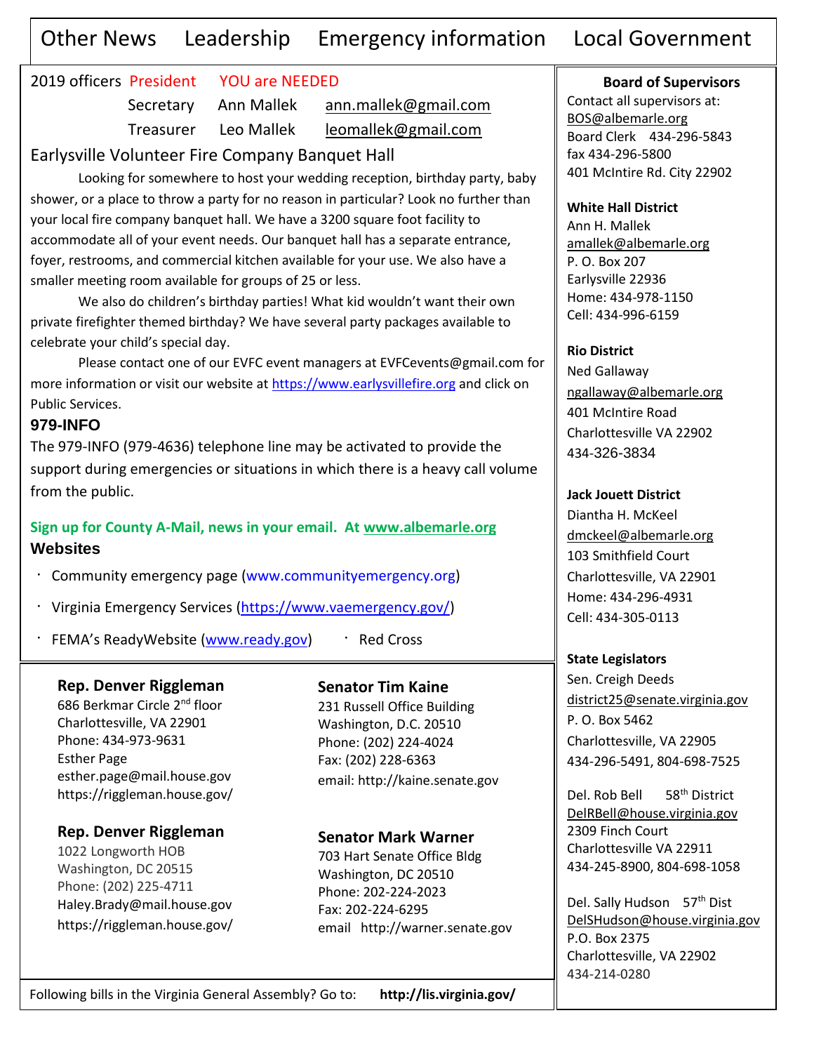# Other News   Leadership   Emergency information   Local Government

2019 officers President YOU are NEEDED

| | | |
|---|---|---|
| Secretary | Ann Mallek | ann.mallek@gmail.com |
| Treasurer | Leo Mallek | leomallek@gmail.com |

## Earlysville Volunteer Fire Company Banquet Hall

Looking for somewhere to host your wedding reception, birthday party, baby shower, or a place to throw a party for no reason in particular? Look no further than your local fire company banquet hall. We have a 3200 square foot facility to accommodate all of your event needs. Our banquet hall has a separate entrance, foyer, restrooms, and commercial kitchen available for your use. We also have a smaller meeting room available for groups of 25 or less.

We also do children's birthday parties! What kid wouldn't want their own private firefighter themed birthday? We have several party packages available to celebrate your child's special day.

Please contact one of our EVFC event managers at EVFCevents@gmail.com for more information or visit our website at https://www.earlysvillefire.org and click on Public Services.

## 979-INFO

The 979-INFO (979-4636) telephone line may be activated to provide the support during emergencies or situations in which there is a heavy call volume from the public.

**Sign up for County A-Mail, news in your email. At www.albemarle.org**

## Websites

- Community emergency page (www.communityemergency.org)
- Virginia Emergency Services (https://www.vaemergency.gov/)
- FEMA's ReadyWebsite (www.ready.gov)
- Red Cross

**Rep. Denver Riggleman**
686 Berkmar Circle 2nd floor
Charlottesville, VA 22901
Phone: 434-973-9631
Esther Page
esther.page@mail.house.gov
https://riggleman.house.gov/

**Rep. Denver Riggleman**
1022 Longworth HOB
Washington, DC 20515
Phone: (202) 225-4711
Haley.Brady@mail.house.gov
https://riggleman.house.gov/

**Senator Tim Kaine**
231 Russell Office Building
Washington, D.C. 20510
Phone: (202) 224-4024
Fax: (202) 228-6363
email: http://kaine.senate.gov

**Senator Mark Warner**
703 Hart Senate Office Bldg
Washington, DC 20510
Phone: 202-224-2023
Fax: 202-224-6295
email http://warner.senate.gov

Following bills in the Virginia General Assembly? Go to: **http://lis.virginia.gov/**

### Board of Supervisors

Contact all supervisors at:
BOS@albemarle.org
Board Clerk 434-296-5843
fax 434-296-5800
401 McIntire Rd. City 22902

**White Hall District**
Ann H. Mallek
amallek@albemarle.org
P. O. Box 207
Earlysville 22936
Home: 434-978-1150
Cell: 434-996-6159

**Rio District**
Ned Gallaway
ngallaway@albemarle.org
401 McIntire Road
Charlottesville VA 22902
434-326-3834

**Jack Jouett District**
Diantha H. McKeel
dmckeel@albemarle.org
103 Smithfield Court
Charlottesville, VA 22901
Home: 434-296-4931
Cell: 434-305-0113

**State Legislators**

Sen. Creigh Deeds
district25@senate.virginia.gov
P. O. Box 5462
Charlottesville, VA 22905
434-296-5491, 804-698-7525

Del. Rob Bell 58th District
DelRBell@house.virginia.gov
2309 Finch Court
Charlottesville VA 22911
434-245-8900, 804-698-1058

Del. Sally Hudson 57th Dist
DelSHudson@house.virginia.gov
P.O. Box 2375
Charlottesville, VA 22902
434-214-0280